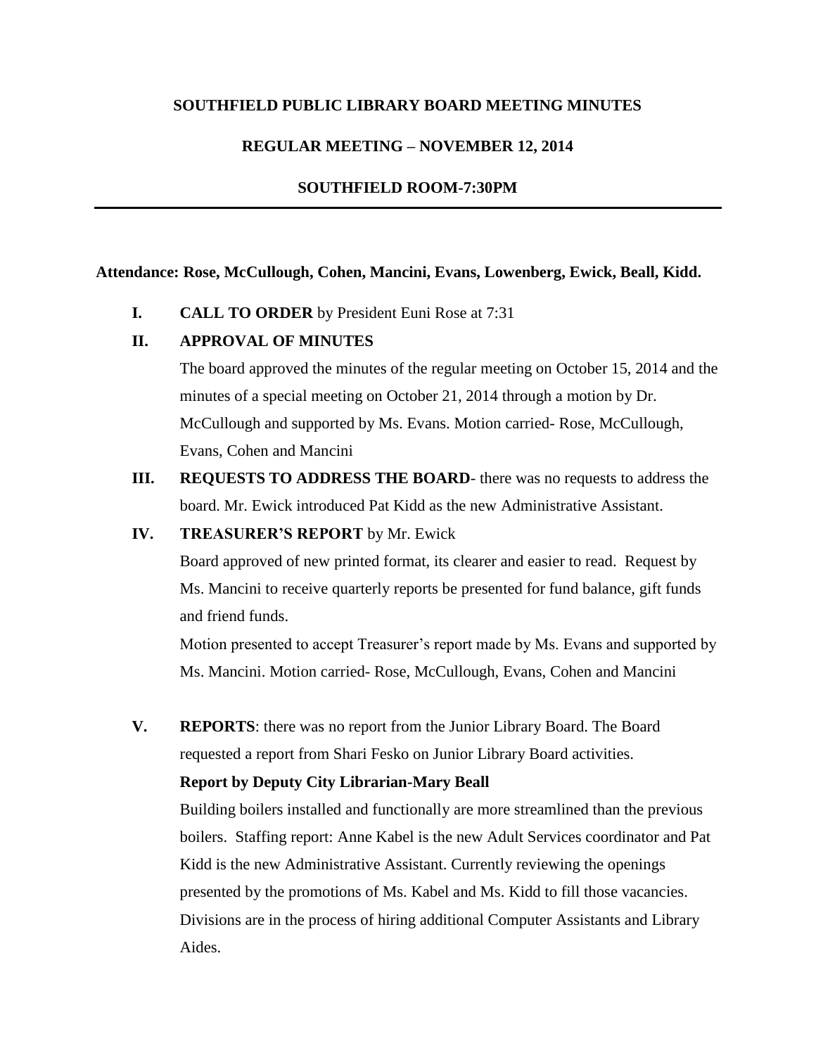# SOUTHFIELD PUBLIC LIBRARY BOARD MEETING MINUTES

## REGULAR MEETING – NOVEMBER 12, 2014

## SOUTHFIELD ROOM-7:30PM

---

**Attendance: Rose, McCullough, Cohen, Mancini, Evans, Lowenberg, Ewick, Beall, Kidd.**

**I. CALL TO ORDER** by President Euni Rose at 7:31

**II. APPROVAL OF MINUTES**

The board approved the minutes of the regular meeting on October 15, 2014 and the minutes of a special meeting on October 21, 2014 through a motion by Dr. McCullough and supported by Ms. Evans. Motion carried- Rose, McCullough, Evans, Cohen and Mancini

**III. REQUESTS TO ADDRESS THE BOARD**- there was no requests to address the board. Mr. Ewick introduced Pat Kidd as the new Administrative Assistant.

**IV. TREASURER'S REPORT** by Mr. Ewick

Board approved of new printed format, its clearer and easier to read. Request by Ms. Mancini to receive quarterly reports be presented for fund balance, gift funds and friend funds.

Motion presented to accept Treasurer's report made by Ms. Evans and supported by Ms. Mancini. Motion carried- Rose, McCullough, Evans, Cohen and Mancini

**V. REPORTS**: there was no report from the Junior Library Board. The Board requested a report from Shari Fesko on Junior Library Board activities.

**Report by Deputy City Librarian-Mary Beall**

Building boilers installed and functionally are more streamlined than the previous boilers. Staffing report: Anne Kabel is the new Adult Services coordinator and Pat Kidd is the new Administrative Assistant. Currently reviewing the openings presented by the promotions of Ms. Kabel and Ms. Kidd to fill those vacancies. Divisions are in the process of hiring additional Computer Assistants and Library Aides.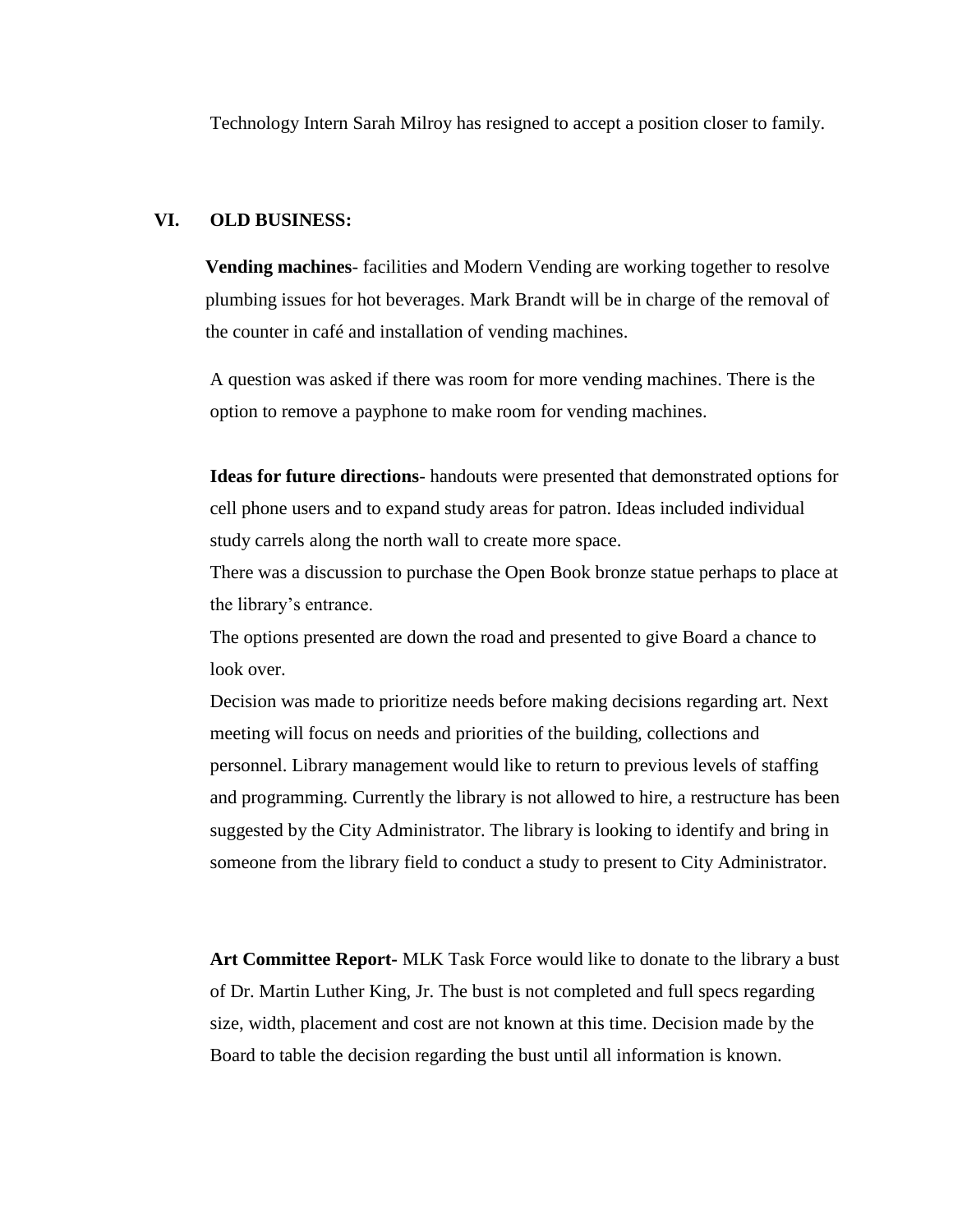Technology Intern Sarah Milroy has resigned to accept a position closer to family.

## VI. OLD BUSINESS:

**Vending machines**- facilities and Modern Vending are working together to resolve plumbing issues for hot beverages. Mark Brandt will be in charge of the removal of the counter in café and installation of vending machines.

A question was asked if there was room for more vending machines. There is the option to remove a payphone to make room for vending machines.

**Ideas for future directions**- handouts were presented that demonstrated options for cell phone users and to expand study areas for patron. Ideas included individual study carrels along the north wall to create more space.

There was a discussion to purchase the Open Book bronze statue perhaps to place at the library's entrance.

The options presented are down the road and presented to give Board a chance to look over.

Decision was made to prioritize needs before making decisions regarding art. Next meeting will focus on needs and priorities of the building, collections and personnel. Library management would like to return to previous levels of staffing and programming. Currently the library is not allowed to hire, a restructure has been suggested by the City Administrator. The library is looking to identify and bring in someone from the library field to conduct a study to present to City Administrator.

**Art Committee Report-** MLK Task Force would like to donate to the library a bust of Dr. Martin Luther King, Jr. The bust is not completed and full specs regarding size, width, placement and cost are not known at this time. Decision made by the Board to table the decision regarding the bust until all information is known.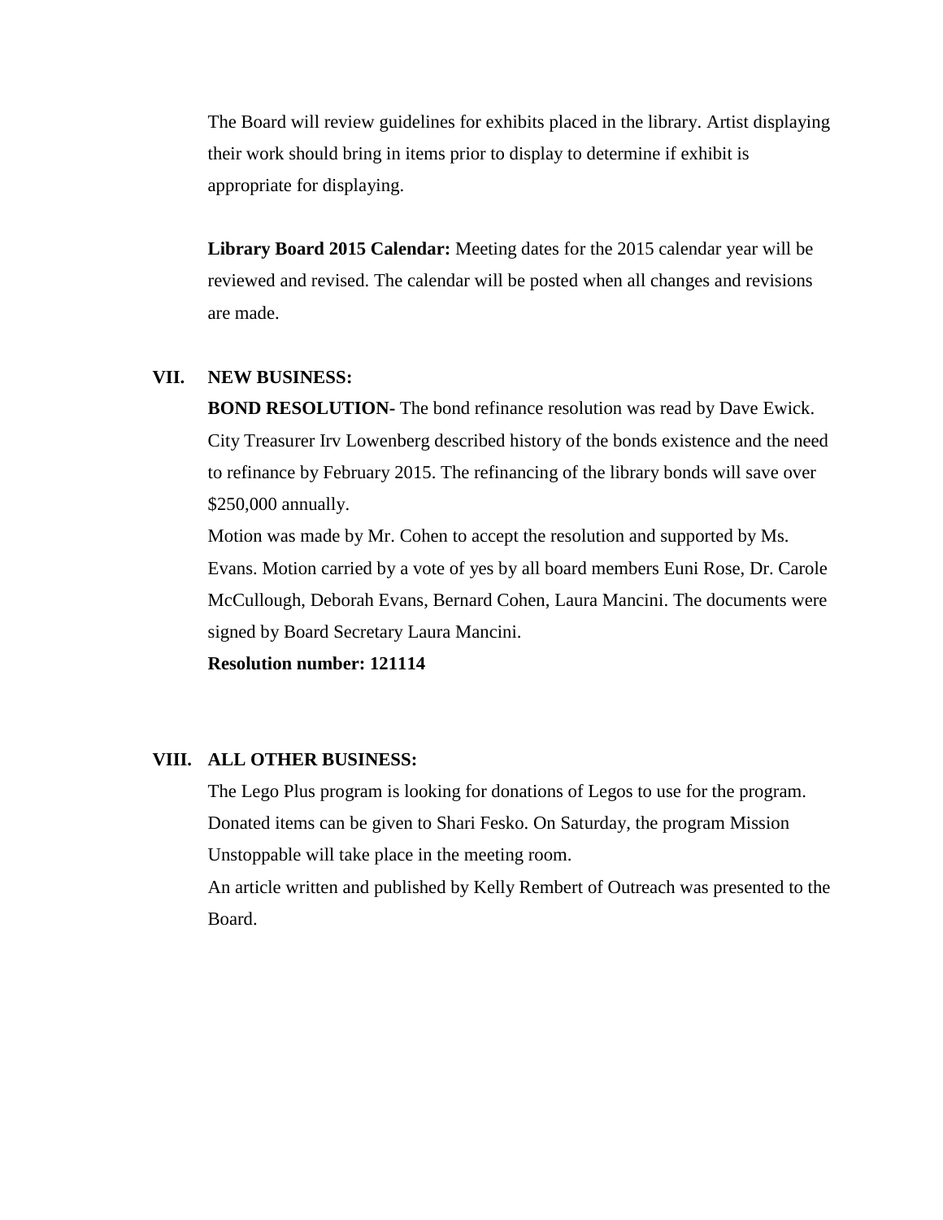The Board will review guidelines for exhibits placed in the library. Artist displaying their work should bring in items prior to display to determine if exhibit is appropriate for displaying.

**Library Board 2015 Calendar:** Meeting dates for the 2015 calendar year will be reviewed and revised. The calendar will be posted when all changes and revisions are made.

## VII. NEW BUSINESS:

**BOND RESOLUTION-** The bond refinance resolution was read by Dave Ewick. City Treasurer Irv Lowenberg described history of the bonds existence and the need to refinance by February 2015. The refinancing of the library bonds will save over $250,000 annually.

Motion was made by Mr. Cohen to accept the resolution and supported by Ms. Evans. Motion carried by a vote of yes by all board members Euni Rose, Dr. Carole McCullough, Deborah Evans, Bernard Cohen, Laura Mancini. The documents were signed by Board Secretary Laura Mancini.

**Resolution number: 121114**

## VIII. ALL OTHER BUSINESS:

The Lego Plus program is looking for donations of Legos to use for the program. Donated items can be given to Shari Fesko. On Saturday, the program Mission Unstoppable will take place in the meeting room.

An article written and published by Kelly Rembert of Outreach was presented to the Board.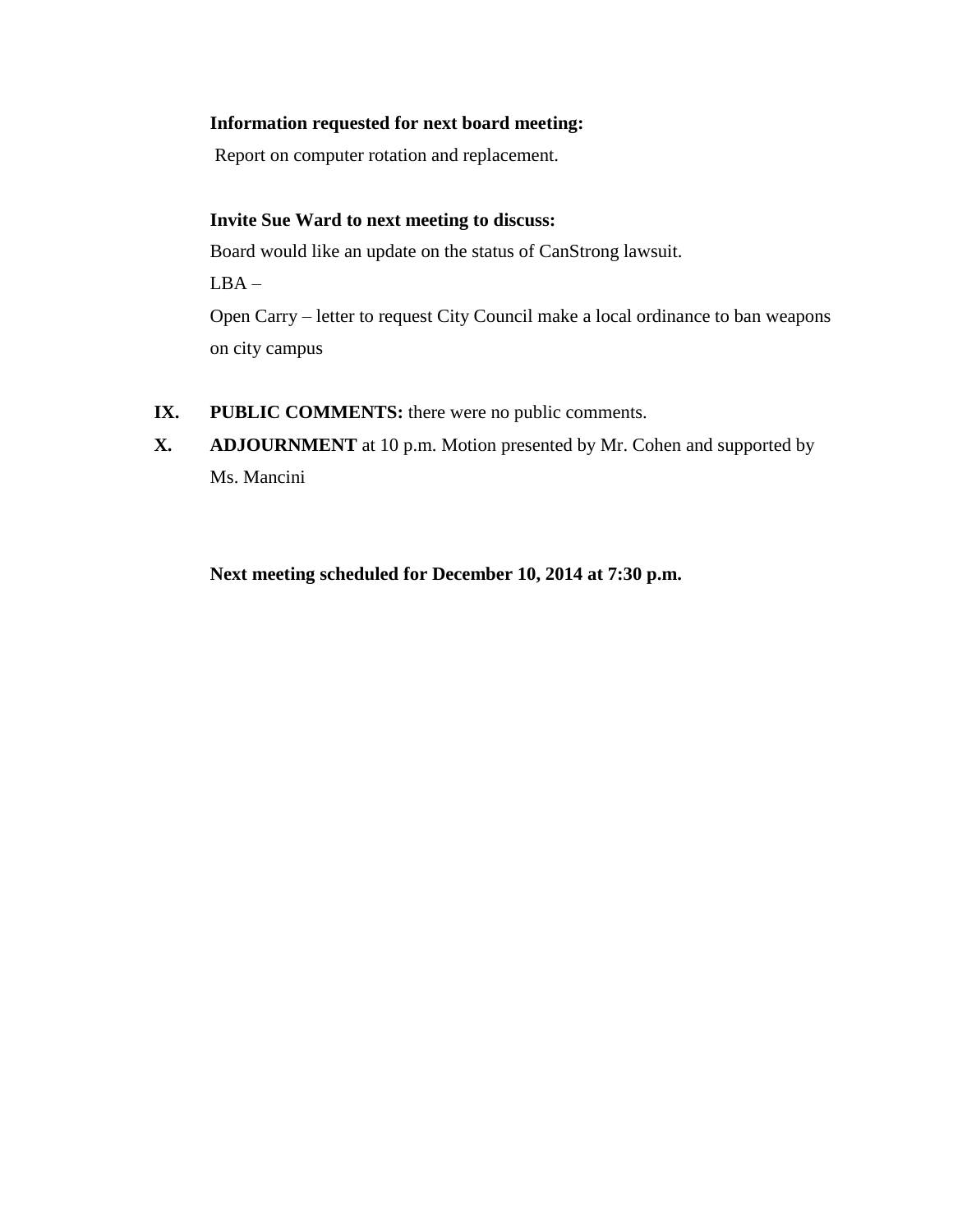**Information requested for next board meeting:**

Report on computer rotation and replacement.

**Invite Sue Ward to next meeting to discuss:**

Board would like an update on the status of CanStrong lawsuit.

LBA –

Open Carry – letter to request City Council make a local ordinance to ban weapons on city campus

**IX. PUBLIC COMMENTS:** there were no public comments.

**X. ADJOURNMENT** at 10 p.m. Motion presented by Mr. Cohen and supported by Ms. Mancini

**Next meeting scheduled for December 10, 2014 at 7:30 p.m.**